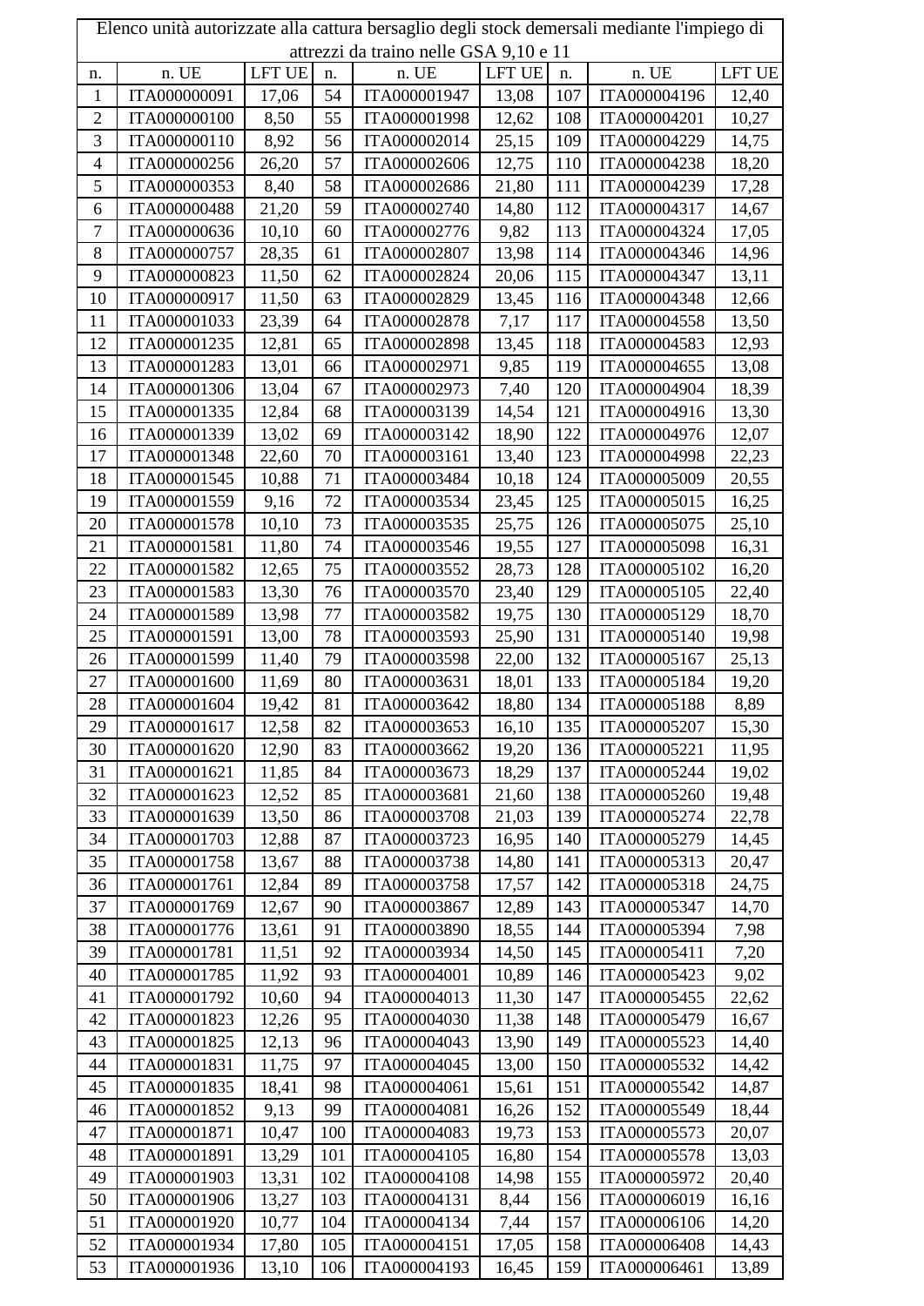| Elenco unità autorizzate alla cattura bersaglio degli stock demersali mediante l'impiego di attrezzi da traino nelle GSA 9,10 e 11 | | | | | | | | |
|---|---|---|---|---|---|---|---|---|
| n. | n. UE | LFT UE | n. | n. UE | LFT UE | n. | n. UE | LFT UE |
| 1 | ITA000000091 | 17,06 | 54 | ITA000001947 | 13,08 | 107 | ITA000004196 | 12,40 |
| 2 | ITA000000100 | 8,50 | 55 | ITA000001998 | 12,62 | 108 | ITA000004201 | 10,27 |
| 3 | ITA000000110 | 8,92 | 56 | ITA000002014 | 25,15 | 109 | ITA000004229 | 14,75 |
| 4 | ITA000000256 | 26,20 | 57 | ITA000002606 | 12,75 | 110 | ITA000004238 | 18,20 |
| 5 | ITA000000353 | 8,40 | 58 | ITA000002686 | 21,80 | 111 | ITA000004239 | 17,28 |
| 6 | ITA000000488 | 21,20 | 59 | ITA000002740 | 14,80 | 112 | ITA000004317 | 14,67 |
| 7 | ITA000000636 | 10,10 | 60 | ITA000002776 | 9,82 | 113 | ITA000004324 | 17,05 |
| 8 | ITA000000757 | 28,35 | 61 | ITA000002807 | 13,98 | 114 | ITA000004346 | 14,96 |
| 9 | ITA000000823 | 11,50 | 62 | ITA000002824 | 20,06 | 115 | ITA000004347 | 13,11 |
| 10 | ITA000000917 | 11,50 | 63 | ITA000002829 | 13,45 | 116 | ITA000004348 | 12,66 |
| 11 | ITA000001033 | 23,39 | 64 | ITA000002878 | 7,17 | 117 | ITA000004558 | 13,50 |
| 12 | ITA000001235 | 12,81 | 65 | ITA000002898 | 13,45 | 118 | ITA000004583 | 12,93 |
| 13 | ITA000001283 | 13,01 | 66 | ITA000002971 | 9,85 | 119 | ITA000004655 | 13,08 |
| 14 | ITA000001306 | 13,04 | 67 | ITA000002973 | 7,40 | 120 | ITA000004904 | 18,39 |
| 15 | ITA000001335 | 12,84 | 68 | ITA000003139 | 14,54 | 121 | ITA000004916 | 13,30 |
| 16 | ITA000001339 | 13,02 | 69 | ITA000003142 | 18,90 | 122 | ITA000004976 | 12,07 |
| 17 | ITA000001348 | 22,60 | 70 | ITA000003161 | 13,40 | 123 | ITA000004998 | 22,23 |
| 18 | ITA000001545 | 10,88 | 71 | ITA000003484 | 10,18 | 124 | ITA000005009 | 20,55 |
| 19 | ITA000001559 | 9,16 | 72 | ITA000003534 | 23,45 | 125 | ITA000005015 | 16,25 |
| 20 | ITA000001578 | 10,10 | 73 | ITA000003535 | 25,75 | 126 | ITA000005075 | 25,10 |
| 21 | ITA000001581 | 11,80 | 74 | ITA000003546 | 19,55 | 127 | ITA000005098 | 16,31 |
| 22 | ITA000001582 | 12,65 | 75 | ITA000003552 | 28,73 | 128 | ITA000005102 | 16,20 |
| 23 | ITA000001583 | 13,30 | 76 | ITA000003570 | 23,40 | 129 | ITA000005105 | 22,40 |
| 24 | ITA000001589 | 13,98 | 77 | ITA000003582 | 19,75 | 130 | ITA000005129 | 18,70 |
| 25 | ITA000001591 | 13,00 | 78 | ITA000003593 | 25,90 | 131 | ITA000005140 | 19,98 |
| 26 | ITA000001599 | 11,40 | 79 | ITA000003598 | 22,00 | 132 | ITA000005167 | 25,13 |
| 27 | ITA000001600 | 11,69 | 80 | ITA000003631 | 18,01 | 133 | ITA000005184 | 19,20 |
| 28 | ITA000001604 | 19,42 | 81 | ITA000003642 | 18,80 | 134 | ITA000005188 | 8,89 |
| 29 | ITA000001617 | 12,58 | 82 | ITA000003653 | 16,10 | 135 | ITA000005207 | 15,30 |
| 30 | ITA000001620 | 12,90 | 83 | ITA000003662 | 19,20 | 136 | ITA000005221 | 11,95 |
| 31 | ITA000001621 | 11,85 | 84 | ITA000003673 | 18,29 | 137 | ITA000005244 | 19,02 |
| 32 | ITA000001623 | 12,52 | 85 | ITA000003681 | 21,60 | 138 | ITA000005260 | 19,48 |
| 33 | ITA000001639 | 13,50 | 86 | ITA000003708 | 21,03 | 139 | ITA000005274 | 22,78 |
| 34 | ITA000001703 | 12,88 | 87 | ITA000003723 | 16,95 | 140 | ITA000005279 | 14,45 |
| 35 | ITA000001758 | 13,67 | 88 | ITA000003738 | 14,80 | 141 | ITA000005313 | 20,47 |
| 36 | ITA000001761 | 12,84 | 89 | ITA000003758 | 17,57 | 142 | ITA000005318 | 24,75 |
| 37 | ITA000001769 | 12,67 | 90 | ITA000003867 | 12,89 | 143 | ITA000005347 | 14,70 |
| 38 | ITA000001776 | 13,61 | 91 | ITA000003890 | 18,55 | 144 | ITA000005394 | 7,98 |
| 39 | ITA000001781 | 11,51 | 92 | ITA000003934 | 14,50 | 145 | ITA000005411 | 7,20 |
| 40 | ITA000001785 | 11,92 | 93 | ITA000004001 | 10,89 | 146 | ITA000005423 | 9,02 |
| 41 | ITA000001792 | 10,60 | 94 | ITA000004013 | 11,30 | 147 | ITA000005455 | 22,62 |
| 42 | ITA000001823 | 12,26 | 95 | ITA000004030 | 11,38 | 148 | ITA000005479 | 16,67 |
| 43 | ITA000001825 | 12,13 | 96 | ITA000004043 | 13,90 | 149 | ITA000005523 | 14,40 |
| 44 | ITA000001831 | 11,75 | 97 | ITA000004045 | 13,00 | 150 | ITA000005532 | 14,42 |
| 45 | ITA000001835 | 18,41 | 98 | ITA000004061 | 15,61 | 151 | ITA000005542 | 14,87 |
| 46 | ITA000001852 | 9,13 | 99 | ITA000004081 | 16,26 | 152 | ITA000005549 | 18,44 |
| 47 | ITA000001871 | 10,47 | 100 | ITA000004083 | 19,73 | 153 | ITA000005573 | 20,07 |
| 48 | ITA000001891 | 13,29 | 101 | ITA000004105 | 16,80 | 154 | ITA000005578 | 13,03 |
| 49 | ITA000001903 | 13,31 | 102 | ITA000004108 | 14,98 | 155 | ITA000005972 | 20,40 |
| 50 | ITA000001906 | 13,27 | 103 | ITA000004131 | 8,44 | 156 | ITA000006019 | 16,16 |
| 51 | ITA000001920 | 10,77 | 104 | ITA000004134 | 7,44 | 157 | ITA000006106 | 14,20 |
| 52 | ITA000001934 | 17,80 | 105 | ITA000004151 | 17,05 | 158 | ITA000006408 | 14,43 |
| 53 | ITA000001936 | 13,10 | 106 | ITA000004193 | 16,45 | 159 | ITA000006461 | 13,89 |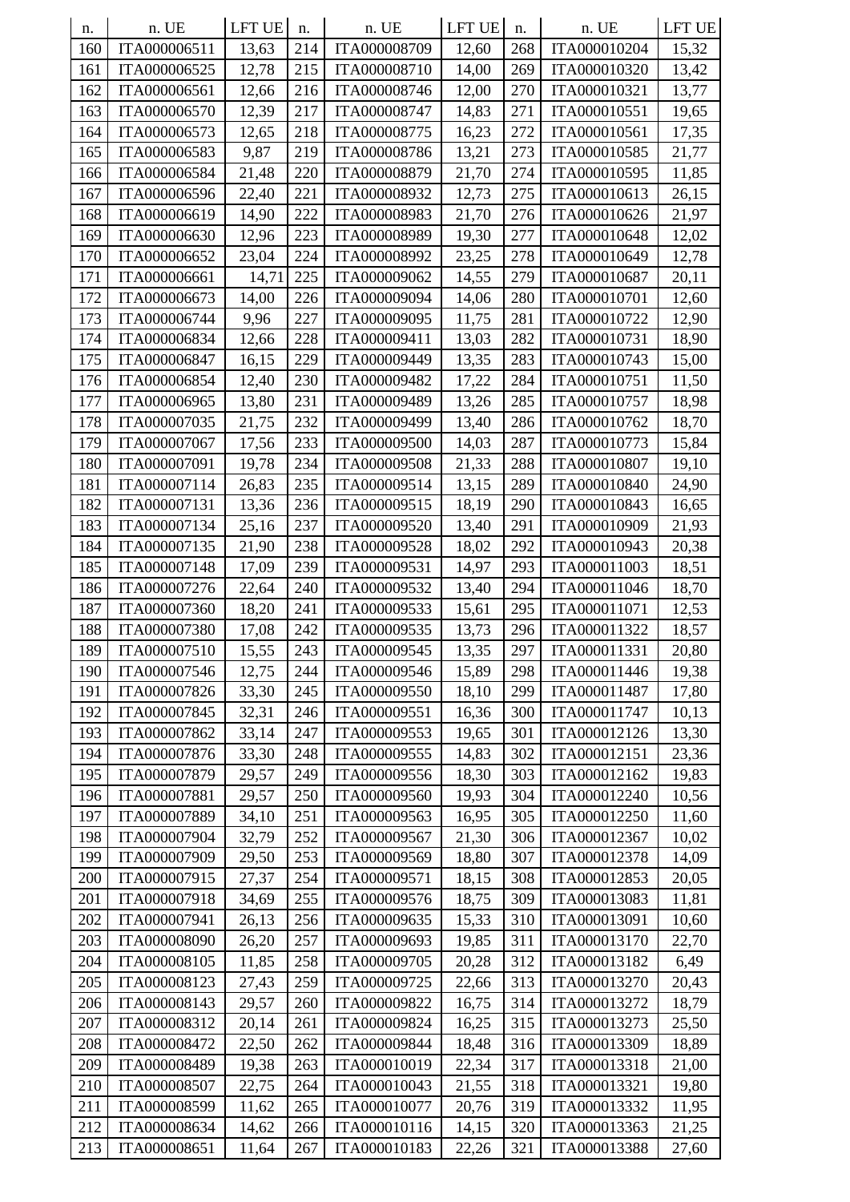| n. | n. UE | LFT UE | n. | n. UE | LFT UE | n. | n. UE | LFT UE |
|---|---|---|---|---|---|---|---|---|
| 160 | ITA000006511 | 13,63 | 214 | ITA000008709 | 12,60 | 268 | ITA000010204 | 15,32 |
| 161 | ITA000006525 | 12,78 | 215 | ITA000008710 | 14,00 | 269 | ITA000010320 | 13,42 |
| 162 | ITA000006561 | 12,66 | 216 | ITA000008746 | 12,00 | 270 | ITA000010321 | 13,77 |
| 163 | ITA000006570 | 12,39 | 217 | ITA000008747 | 14,83 | 271 | ITA000010551 | 19,65 |
| 164 | ITA000006573 | 12,65 | 218 | ITA000008775 | 16,23 | 272 | ITA000010561 | 17,35 |
| 165 | ITA000006583 | 9,87 | 219 | ITA000008786 | 13,21 | 273 | ITA000010585 | 21,77 |
| 166 | ITA000006584 | 21,48 | 220 | ITA000008879 | 21,70 | 274 | ITA000010595 | 11,85 |
| 167 | ITA000006596 | 22,40 | 221 | ITA000008932 | 12,73 | 275 | ITA000010613 | 26,15 |
| 168 | ITA000006619 | 14,90 | 222 | ITA000008983 | 21,70 | 276 | ITA000010626 | 21,97 |
| 169 | ITA000006630 | 12,96 | 223 | ITA000008989 | 19,30 | 277 | ITA000010648 | 12,02 |
| 170 | ITA000006652 | 23,04 | 224 | ITA000008992 | 23,25 | 278 | ITA000010649 | 12,78 |
| 171 | ITA000006661 | 14,71 | 225 | ITA000009062 | 14,55 | 279 | ITA000010687 | 20,11 |
| 172 | ITA000006673 | 14,00 | 226 | ITA000009094 | 14,06 | 280 | ITA000010701 | 12,60 |
| 173 | ITA000006744 | 9,96 | 227 | ITA000009095 | 11,75 | 281 | ITA000010722 | 12,90 |
| 174 | ITA000006834 | 12,66 | 228 | ITA000009411 | 13,03 | 282 | ITA000010731 | 18,90 |
| 175 | ITA000006847 | 16,15 | 229 | ITA000009449 | 13,35 | 283 | ITA000010743 | 15,00 |
| 176 | ITA000006854 | 12,40 | 230 | ITA000009482 | 17,22 | 284 | ITA000010751 | 11,50 |
| 177 | ITA000006965 | 13,80 | 231 | ITA000009489 | 13,26 | 285 | ITA000010757 | 18,98 |
| 178 | ITA000007035 | 21,75 | 232 | ITA000009499 | 13,40 | 286 | ITA000010762 | 18,70 |
| 179 | ITA000007067 | 17,56 | 233 | ITA000009500 | 14,03 | 287 | ITA000010773 | 15,84 |
| 180 | ITA000007091 | 19,78 | 234 | ITA000009508 | 21,33 | 288 | ITA000010807 | 19,10 |
| 181 | ITA000007114 | 26,83 | 235 | ITA000009514 | 13,15 | 289 | ITA000010840 | 24,90 |
| 182 | ITA000007131 | 13,36 | 236 | ITA000009515 | 18,19 | 290 | ITA000010843 | 16,65 |
| 183 | ITA000007134 | 25,16 | 237 | ITA000009520 | 13,40 | 291 | ITA000010909 | 21,93 |
| 184 | ITA000007135 | 21,90 | 238 | ITA000009528 | 18,02 | 292 | ITA000010943 | 20,38 |
| 185 | ITA000007148 | 17,09 | 239 | ITA000009531 | 14,97 | 293 | ITA000011003 | 18,51 |
| 186 | ITA000007276 | 22,64 | 240 | ITA000009532 | 13,40 | 294 | ITA000011046 | 18,70 |
| 187 | ITA000007360 | 18,20 | 241 | ITA000009533 | 15,61 | 295 | ITA000011071 | 12,53 |
| 188 | ITA000007380 | 17,08 | 242 | ITA000009535 | 13,73 | 296 | ITA000011322 | 18,57 |
| 189 | ITA000007510 | 15,55 | 243 | ITA000009545 | 13,35 | 297 | ITA000011331 | 20,80 |
| 190 | ITA000007546 | 12,75 | 244 | ITA000009546 | 15,89 | 298 | ITA000011446 | 19,38 |
| 191 | ITA000007826 | 33,30 | 245 | ITA000009550 | 18,10 | 299 | ITA000011487 | 17,80 |
| 192 | ITA000007845 | 32,31 | 246 | ITA000009551 | 16,36 | 300 | ITA000011747 | 10,13 |
| 193 | ITA000007862 | 33,14 | 247 | ITA000009553 | 19,65 | 301 | ITA000012126 | 13,30 |
| 194 | ITA000007876 | 33,30 | 248 | ITA000009555 | 14,83 | 302 | ITA000012151 | 23,36 |
| 195 | ITA000007879 | 29,57 | 249 | ITA000009556 | 18,30 | 303 | ITA000012162 | 19,83 |
| 196 | ITA000007881 | 29,57 | 250 | ITA000009560 | 19,93 | 304 | ITA000012240 | 10,56 |
| 197 | ITA000007889 | 34,10 | 251 | ITA000009563 | 16,95 | 305 | ITA000012250 | 11,60 |
| 198 | ITA000007904 | 32,79 | 252 | ITA000009567 | 21,30 | 306 | ITA000012367 | 10,02 |
| 199 | ITA000007909 | 29,50 | 253 | ITA000009569 | 18,80 | 307 | ITA000012378 | 14,09 |
| 200 | ITA000007915 | 27,37 | 254 | ITA000009571 | 18,15 | 308 | ITA000012853 | 20,05 |
| 201 | ITA000007918 | 34,69 | 255 | ITA000009576 | 18,75 | 309 | ITA000013083 | 11,81 |
| 202 | ITA000007941 | 26,13 | 256 | ITA000009635 | 15,33 | 310 | ITA000013091 | 10,60 |
| 203 | ITA000008090 | 26,20 | 257 | ITA000009693 | 19,85 | 311 | ITA000013170 | 22,70 |
| 204 | ITA000008105 | 11,85 | 258 | ITA000009705 | 20,28 | 312 | ITA000013182 | 6,49 |
| 205 | ITA000008123 | 27,43 | 259 | ITA000009725 | 22,66 | 313 | ITA000013270 | 20,43 |
| 206 | ITA000008143 | 29,57 | 260 | ITA000009822 | 16,75 | 314 | ITA000013272 | 18,79 |
| 207 | ITA000008312 | 20,14 | 261 | ITA000009824 | 16,25 | 315 | ITA000013273 | 25,50 |
| 208 | ITA000008472 | 22,50 | 262 | ITA000009844 | 18,48 | 316 | ITA000013309 | 18,89 |
| 209 | ITA000008489 | 19,38 | 263 | ITA000010019 | 22,34 | 317 | ITA000013318 | 21,00 |
| 210 | ITA000008507 | 22,75 | 264 | ITA000010043 | 21,55 | 318 | ITA000013321 | 19,80 |
| 211 | ITA000008599 | 11,62 | 265 | ITA000010077 | 20,76 | 319 | ITA000013332 | 11,95 |
| 212 | ITA000008634 | 14,62 | 266 | ITA000010116 | 14,15 | 320 | ITA000013363 | 21,25 |
| 213 | ITA000008651 | 11,64 | 267 | ITA000010183 | 22,26 | 321 | ITA000013388 | 27,60 |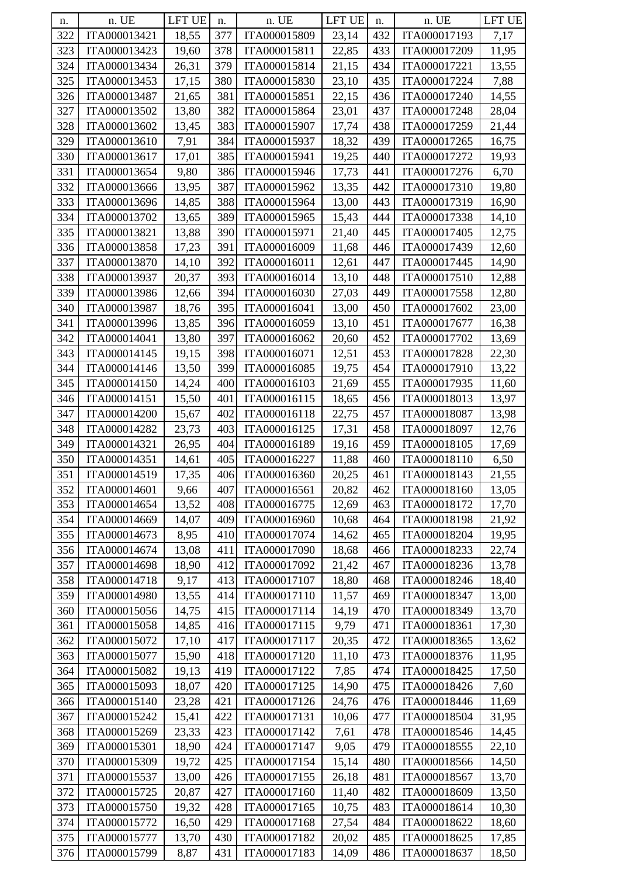| n. | n. UE | LFT UE | n. | n. UE | LFT UE | n. | n. UE | LFT UE |
|---|---|---|---|---|---|---|---|---|
| 322 | ITA000013421 | 18,55 | 377 | ITA000015809 | 23,14 | 432 | ITA000017193 | 7,17 |
| 323 | ITA000013423 | 19,60 | 378 | ITA000015811 | 22,85 | 433 | ITA000017209 | 11,95 |
| 324 | ITA000013434 | 26,31 | 379 | ITA000015814 | 21,15 | 434 | ITA000017221 | 13,55 |
| 325 | ITA000013453 | 17,15 | 380 | ITA000015830 | 23,10 | 435 | ITA000017224 | 7,88 |
| 326 | ITA000013487 | 21,65 | 381 | ITA000015851 | 22,15 | 436 | ITA000017240 | 14,55 |
| 327 | ITA000013502 | 13,80 | 382 | ITA000015864 | 23,01 | 437 | ITA000017248 | 28,04 |
| 328 | ITA000013602 | 13,45 | 383 | ITA000015907 | 17,74 | 438 | ITA000017259 | 21,44 |
| 329 | ITA000013610 | 7,91 | 384 | ITA000015937 | 18,32 | 439 | ITA000017265 | 16,75 |
| 330 | ITA000013617 | 17,01 | 385 | ITA000015941 | 19,25 | 440 | ITA000017272 | 19,93 |
| 331 | ITA000013654 | 9,80 | 386 | ITA000015946 | 17,73 | 441 | ITA000017276 | 6,70 |
| 332 | ITA000013666 | 13,95 | 387 | ITA000015962 | 13,35 | 442 | ITA000017310 | 19,80 |
| 333 | ITA000013696 | 14,85 | 388 | ITA000015964 | 13,00 | 443 | ITA000017319 | 16,90 |
| 334 | ITA000013702 | 13,65 | 389 | ITA000015965 | 15,43 | 444 | ITA000017338 | 14,10 |
| 335 | ITA000013821 | 13,88 | 390 | ITA000015971 | 21,40 | 445 | ITA000017405 | 12,75 |
| 336 | ITA000013858 | 17,23 | 391 | ITA000016009 | 11,68 | 446 | ITA000017439 | 12,60 |
| 337 | ITA000013870 | 14,10 | 392 | ITA000016011 | 12,61 | 447 | ITA000017445 | 14,90 |
| 338 | ITA000013937 | 20,37 | 393 | ITA000016014 | 13,10 | 448 | ITA000017510 | 12,88 |
| 339 | ITA000013986 | 12,66 | 394 | ITA000016030 | 27,03 | 449 | ITA000017558 | 12,80 |
| 340 | ITA000013987 | 18,76 | 395 | ITA000016041 | 13,00 | 450 | ITA000017602 | 23,00 |
| 341 | ITA000013996 | 13,85 | 396 | ITA000016059 | 13,10 | 451 | ITA000017677 | 16,38 |
| 342 | ITA000014041 | 13,80 | 397 | ITA000016062 | 20,60 | 452 | ITA000017702 | 13,69 |
| 343 | ITA000014145 | 19,15 | 398 | ITA000016071 | 12,51 | 453 | ITA000017828 | 22,30 |
| 344 | ITA000014146 | 13,50 | 399 | ITA000016085 | 19,75 | 454 | ITA000017910 | 13,22 |
| 345 | ITA000014150 | 14,24 | 400 | ITA000016103 | 21,69 | 455 | ITA000017935 | 11,60 |
| 346 | ITA000014151 | 15,50 | 401 | ITA000016115 | 18,65 | 456 | ITA000018013 | 13,97 |
| 347 | ITA000014200 | 15,67 | 402 | ITA000016118 | 22,75 | 457 | ITA000018087 | 13,98 |
| 348 | ITA000014282 | 23,73 | 403 | ITA000016125 | 17,31 | 458 | ITA000018097 | 12,76 |
| 349 | ITA000014321 | 26,95 | 404 | ITA000016189 | 19,16 | 459 | ITA000018105 | 17,69 |
| 350 | ITA000014351 | 14,61 | 405 | ITA000016227 | 11,88 | 460 | ITA000018110 | 6,50 |
| 351 | ITA000014519 | 17,35 | 406 | ITA000016360 | 20,25 | 461 | ITA000018143 | 21,55 |
| 352 | ITA000014601 | 9,66 | 407 | ITA000016561 | 20,82 | 462 | ITA000018160 | 13,05 |
| 353 | ITA000014654 | 13,52 | 408 | ITA000016775 | 12,69 | 463 | ITA000018172 | 17,70 |
| 354 | ITA000014669 | 14,07 | 409 | ITA000016960 | 10,68 | 464 | ITA000018198 | 21,92 |
| 355 | ITA000014673 | 8,95 | 410 | ITA000017074 | 14,62 | 465 | ITA000018204 | 19,95 |
| 356 | ITA000014674 | 13,08 | 411 | ITA000017090 | 18,68 | 466 | ITA000018233 | 22,74 |
| 357 | ITA000014698 | 18,90 | 412 | ITA000017092 | 21,42 | 467 | ITA000018236 | 13,78 |
| 358 | ITA000014718 | 9,17 | 413 | ITA000017107 | 18,80 | 468 | ITA000018246 | 18,40 |
| 359 | ITA000014980 | 13,55 | 414 | ITA000017110 | 11,57 | 469 | ITA000018347 | 13,00 |
| 360 | ITA000015056 | 14,75 | 415 | ITA000017114 | 14,19 | 470 | ITA000018349 | 13,70 |
| 361 | ITA000015058 | 14,85 | 416 | ITA000017115 | 9,79 | 471 | ITA000018361 | 17,30 |
| 362 | ITA000015072 | 17,10 | 417 | ITA000017117 | 20,35 | 472 | ITA000018365 | 13,62 |
| 363 | ITA000015077 | 15,90 | 418 | ITA000017120 | 11,10 | 473 | ITA000018376 | 11,95 |
| 364 | ITA000015082 | 19,13 | 419 | ITA000017122 | 7,85 | 474 | ITA000018425 | 17,50 |
| 365 | ITA000015093 | 18,07 | 420 | ITA000017125 | 14,90 | 475 | ITA000018426 | 7,60 |
| 366 | ITA000015140 | 23,28 | 421 | ITA000017126 | 24,76 | 476 | ITA000018446 | 11,69 |
| 367 | ITA000015242 | 15,41 | 422 | ITA000017131 | 10,06 | 477 | ITA000018504 | 31,95 |
| 368 | ITA000015269 | 23,33 | 423 | ITA000017142 | 7,61 | 478 | ITA000018546 | 14,45 |
| 369 | ITA000015301 | 18,90 | 424 | ITA000017147 | 9,05 | 479 | ITA000018555 | 22,10 |
| 370 | ITA000015309 | 19,72 | 425 | ITA000017154 | 15,14 | 480 | ITA000018566 | 14,50 |
| 371 | ITA000015537 | 13,00 | 426 | ITA000017155 | 26,18 | 481 | ITA000018567 | 13,70 |
| 372 | ITA000015725 | 20,87 | 427 | ITA000017160 | 11,40 | 482 | ITA000018609 | 13,50 |
| 373 | ITA000015750 | 19,32 | 428 | ITA000017165 | 10,75 | 483 | ITA000018614 | 10,30 |
| 374 | ITA000015772 | 16,50 | 429 | ITA000017168 | 27,54 | 484 | ITA000018622 | 18,60 |
| 375 | ITA000015777 | 13,70 | 430 | ITA000017182 | 20,02 | 485 | ITA000018625 | 17,85 |
| 376 | ITA000015799 | 8,87 | 431 | ITA000017183 | 14,09 | 486 | ITA000018637 | 18,50 |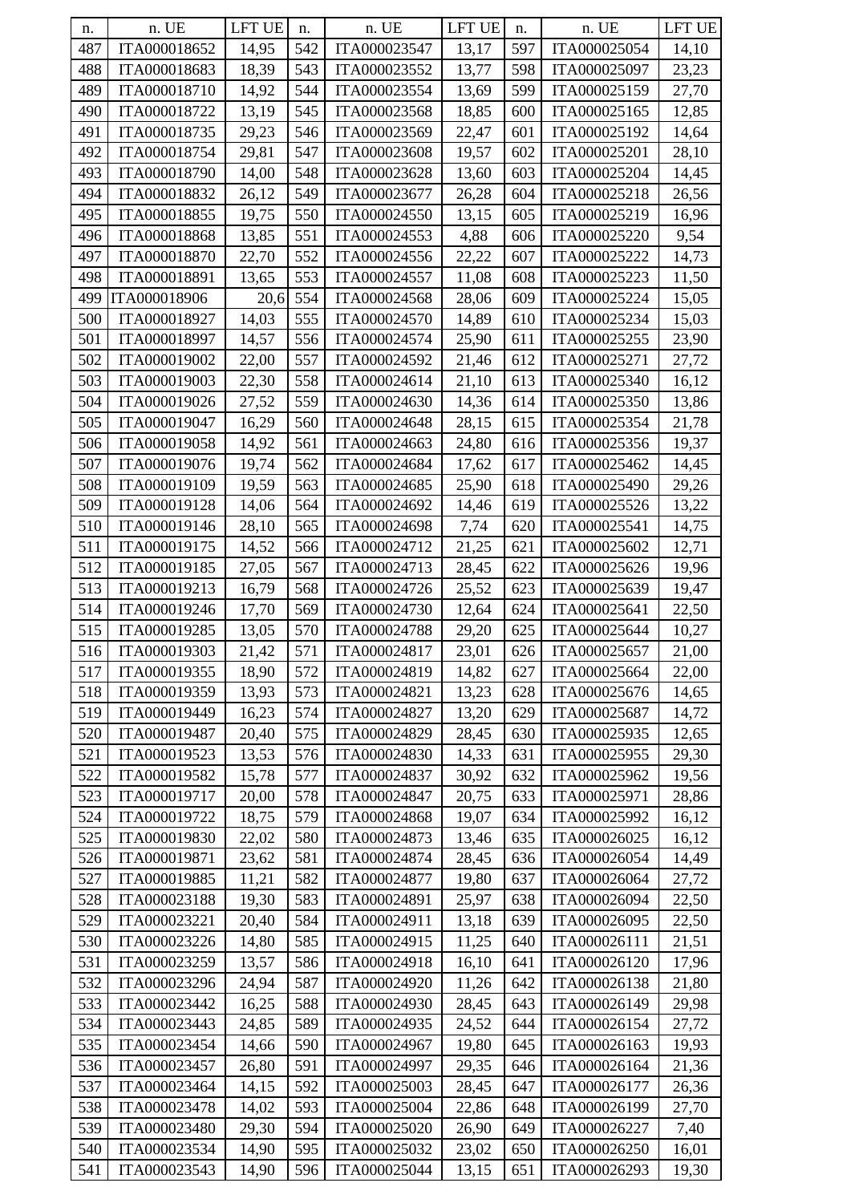| n. | n. UE | LFT UE | n. | n. UE | LFT UE | n. | n. UE | LFT UE |
|---|---|---|---|---|---|---|---|---|
| 487 | ITA000018652 | 14,95 | 542 | ITA000023547 | 13,17 | 597 | ITA000025054 | 14,10 |
| 488 | ITA000018683 | 18,39 | 543 | ITA000023552 | 13,77 | 598 | ITA000025097 | 23,23 |
| 489 | ITA000018710 | 14,92 | 544 | ITA000023554 | 13,69 | 599 | ITA000025159 | 27,70 |
| 490 | ITA000018722 | 13,19 | 545 | ITA000023568 | 18,85 | 600 | ITA000025165 | 12,85 |
| 491 | ITA000018735 | 29,23 | 546 | ITA000023569 | 22,47 | 601 | ITA000025192 | 14,64 |
| 492 | ITA000018754 | 29,81 | 547 | ITA000023608 | 19,57 | 602 | ITA000025201 | 28,10 |
| 493 | ITA000018790 | 14,00 | 548 | ITA000023628 | 13,60 | 603 | ITA000025204 | 14,45 |
| 494 | ITA000018832 | 26,12 | 549 | ITA000023677 | 26,28 | 604 | ITA000025218 | 26,56 |
| 495 | ITA000018855 | 19,75 | 550 | ITA000024550 | 13,15 | 605 | ITA000025219 | 16,96 |
| 496 | ITA000018868 | 13,85 | 551 | ITA000024553 | 4,88 | 606 | ITA000025220 | 9,54 |
| 497 | ITA000018870 | 22,70 | 552 | ITA000024556 | 22,22 | 607 | ITA000025222 | 14,73 |
| 498 | ITA000018891 | 13,65 | 553 | ITA000024557 | 11,08 | 608 | ITA000025223 | 11,50 |
| 499 | ITA000018906 | 20,6 | 554 | ITA000024568 | 28,06 | 609 | ITA000025224 | 15,05 |
| 500 | ITA000018927 | 14,03 | 555 | ITA000024570 | 14,89 | 610 | ITA000025234 | 15,03 |
| 501 | ITA000018997 | 14,57 | 556 | ITA000024574 | 25,90 | 611 | ITA000025255 | 23,90 |
| 502 | ITA000019002 | 22,00 | 557 | ITA000024592 | 21,46 | 612 | ITA000025271 | 27,72 |
| 503 | ITA000019003 | 22,30 | 558 | ITA000024614 | 21,10 | 613 | ITA000025340 | 16,12 |
| 504 | ITA000019026 | 27,52 | 559 | ITA000024630 | 14,36 | 614 | ITA000025350 | 13,86 |
| 505 | ITA000019047 | 16,29 | 560 | ITA000024648 | 28,15 | 615 | ITA000025354 | 21,78 |
| 506 | ITA000019058 | 14,92 | 561 | ITA000024663 | 24,80 | 616 | ITA000025356 | 19,37 |
| 507 | ITA000019076 | 19,74 | 562 | ITA000024684 | 17,62 | 617 | ITA000025462 | 14,45 |
| 508 | ITA000019109 | 19,59 | 563 | ITA000024685 | 25,90 | 618 | ITA000025490 | 29,26 |
| 509 | ITA000019128 | 14,06 | 564 | ITA000024692 | 14,46 | 619 | ITA000025526 | 13,22 |
| 510 | ITA000019146 | 28,10 | 565 | ITA000024698 | 7,74 | 620 | ITA000025541 | 14,75 |
| 511 | ITA000019175 | 14,52 | 566 | ITA000024712 | 21,25 | 621 | ITA000025602 | 12,71 |
| 512 | ITA000019185 | 27,05 | 567 | ITA000024713 | 28,45 | 622 | ITA000025626 | 19,96 |
| 513 | ITA000019213 | 16,79 | 568 | ITA000024726 | 25,52 | 623 | ITA000025639 | 19,47 |
| 514 | ITA000019246 | 17,70 | 569 | ITA000024730 | 12,64 | 624 | ITA000025641 | 22,50 |
| 515 | ITA000019285 | 13,05 | 570 | ITA000024788 | 29,20 | 625 | ITA000025644 | 10,27 |
| 516 | ITA000019303 | 21,42 | 571 | ITA000024817 | 23,01 | 626 | ITA000025657 | 21,00 |
| 517 | ITA000019355 | 18,90 | 572 | ITA000024819 | 14,82 | 627 | ITA000025664 | 22,00 |
| 518 | ITA000019359 | 13,93 | 573 | ITA000024821 | 13,23 | 628 | ITA000025676 | 14,65 |
| 519 | ITA000019449 | 16,23 | 574 | ITA000024827 | 13,20 | 629 | ITA000025687 | 14,72 |
| 520 | ITA000019487 | 20,40 | 575 | ITA000024829 | 28,45 | 630 | ITA000025935 | 12,65 |
| 521 | ITA000019523 | 13,53 | 576 | ITA000024830 | 14,33 | 631 | ITA000025955 | 29,30 |
| 522 | ITA000019582 | 15,78 | 577 | ITA000024837 | 30,92 | 632 | ITA000025962 | 19,56 |
| 523 | ITA000019717 | 20,00 | 578 | ITA000024847 | 20,75 | 633 | ITA000025971 | 28,86 |
| 524 | ITA000019722 | 18,75 | 579 | ITA000024868 | 19,07 | 634 | ITA000025992 | 16,12 |
| 525 | ITA000019830 | 22,02 | 580 | ITA000024873 | 13,46 | 635 | ITA000026025 | 16,12 |
| 526 | ITA000019871 | 23,62 | 581 | ITA000024874 | 28,45 | 636 | ITA000026054 | 14,49 |
| 527 | ITA000019885 | 11,21 | 582 | ITA000024877 | 19,80 | 637 | ITA000026064 | 27,72 |
| 528 | ITA000023188 | 19,30 | 583 | ITA000024891 | 25,97 | 638 | ITA000026094 | 22,50 |
| 529 | ITA000023221 | 20,40 | 584 | ITA000024911 | 13,18 | 639 | ITA000026095 | 22,50 |
| 530 | ITA000023226 | 14,80 | 585 | ITA000024915 | 11,25 | 640 | ITA000026111 | 21,51 |
| 531 | ITA000023259 | 13,57 | 586 | ITA000024918 | 16,10 | 641 | ITA000026120 | 17,96 |
| 532 | ITA000023296 | 24,94 | 587 | ITA000024920 | 11,26 | 642 | ITA000026138 | 21,80 |
| 533 | ITA000023442 | 16,25 | 588 | ITA000024930 | 28,45 | 643 | ITA000026149 | 29,98 |
| 534 | ITA000023443 | 24,85 | 589 | ITA000024935 | 24,52 | 644 | ITA000026154 | 27,72 |
| 535 | ITA000023454 | 14,66 | 590 | ITA000024967 | 19,80 | 645 | ITA000026163 | 19,93 |
| 536 | ITA000023457 | 26,80 | 591 | ITA000024997 | 29,35 | 646 | ITA000026164 | 21,36 |
| 537 | ITA000023464 | 14,15 | 592 | ITA000025003 | 28,45 | 647 | ITA000026177 | 26,36 |
| 538 | ITA000023478 | 14,02 | 593 | ITA000025004 | 22,86 | 648 | ITA000026199 | 27,70 |
| 539 | ITA000023480 | 29,30 | 594 | ITA000025020 | 26,90 | 649 | ITA000026227 | 7,40 |
| 540 | ITA000023534 | 14,90 | 595 | ITA000025032 | 23,02 | 650 | ITA000026250 | 16,01 |
| 541 | ITA000023543 | 14,90 | 596 | ITA000025044 | 13,15 | 651 | ITA000026293 | 19,30 |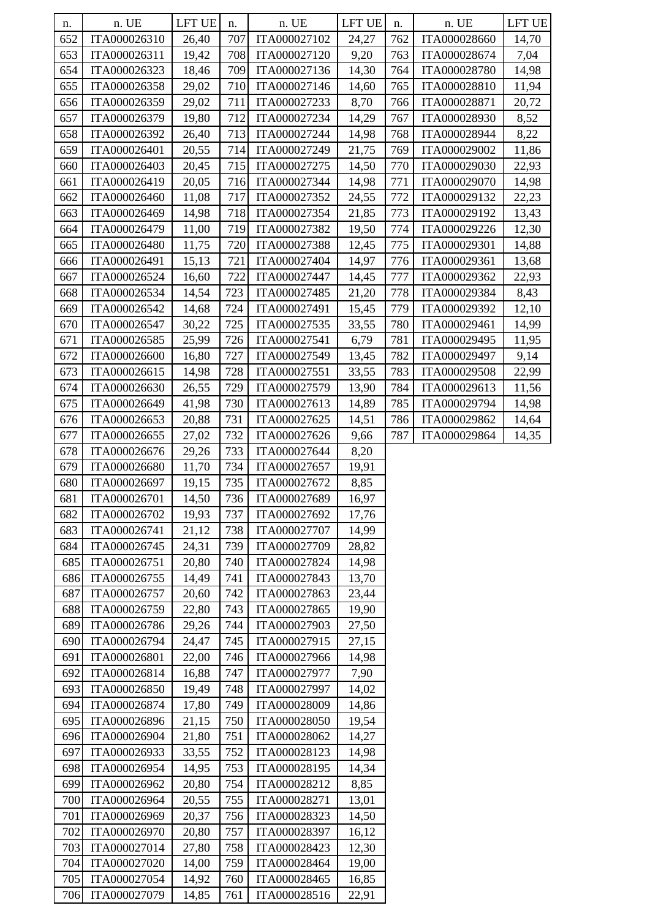| n. | n. UE | LFT UE | n. | n. UE | LFT UE | n. | n. UE | LFT UE |
|---|---|---|---|---|---|---|---|---|
| 652 | ITA000026310 | 26,40 | 707 | ITA000027102 | 24,27 | 762 | ITA000028660 | 14,70 |
| 653 | ITA000026311 | 19,42 | 708 | ITA000027120 | 9,20 | 763 | ITA000028674 | 7,04 |
| 654 | ITA000026323 | 18,46 | 709 | ITA000027136 | 14,30 | 764 | ITA000028780 | 14,98 |
| 655 | ITA000026358 | 29,02 | 710 | ITA000027146 | 14,60 | 765 | ITA000028810 | 11,94 |
| 656 | ITA000026359 | 29,02 | 711 | ITA000027233 | 8,70 | 766 | ITA000028871 | 20,72 |
| 657 | ITA000026379 | 19,80 | 712 | ITA000027234 | 14,29 | 767 | ITA000028930 | 8,52 |
| 658 | ITA000026392 | 26,40 | 713 | ITA000027244 | 14,98 | 768 | ITA000028944 | 8,22 |
| 659 | ITA000026401 | 20,55 | 714 | ITA000027249 | 21,75 | 769 | ITA000029002 | 11,86 |
| 660 | ITA000026403 | 20,45 | 715 | ITA000027275 | 14,50 | 770 | ITA000029030 | 22,93 |
| 661 | ITA000026419 | 20,05 | 716 | ITA000027344 | 14,98 | 771 | ITA000029070 | 14,98 |
| 662 | ITA000026460 | 11,08 | 717 | ITA000027352 | 24,55 | 772 | ITA000029132 | 22,23 |
| 663 | ITA000026469 | 14,98 | 718 | ITA000027354 | 21,85 | 773 | ITA000029192 | 13,43 |
| 664 | ITA000026479 | 11,00 | 719 | ITA000027382 | 19,50 | 774 | ITA000029226 | 12,30 |
| 665 | ITA000026480 | 11,75 | 720 | ITA000027388 | 12,45 | 775 | ITA000029301 | 14,88 |
| 666 | ITA000026491 | 15,13 | 721 | ITA000027404 | 14,97 | 776 | ITA000029361 | 13,68 |
| 667 | ITA000026524 | 16,60 | 722 | ITA000027447 | 14,45 | 777 | ITA000029362 | 22,93 |
| 668 | ITA000026534 | 14,54 | 723 | ITA000027485 | 21,20 | 778 | ITA000029384 | 8,43 |
| 669 | ITA000026542 | 14,68 | 724 | ITA000027491 | 15,45 | 779 | ITA000029392 | 12,10 |
| 670 | ITA000026547 | 30,22 | 725 | ITA000027535 | 33,55 | 780 | ITA000029461 | 14,99 |
| 671 | ITA000026585 | 25,99 | 726 | ITA000027541 | 6,79 | 781 | ITA000029495 | 11,95 |
| 672 | ITA000026600 | 16,80 | 727 | ITA000027549 | 13,45 | 782 | ITA000029497 | 9,14 |
| 673 | ITA000026615 | 14,98 | 728 | ITA000027551 | 33,55 | 783 | ITA000029508 | 22,99 |
| 674 | ITA000026630 | 26,55 | 729 | ITA000027579 | 13,90 | 784 | ITA000029613 | 11,56 |
| 675 | ITA000026649 | 41,98 | 730 | ITA000027613 | 14,89 | 785 | ITA000029794 | 14,98 |
| 676 | ITA000026653 | 20,88 | 731 | ITA000027625 | 14,51 | 786 | ITA000029862 | 14,64 |
| 677 | ITA000026655 | 27,02 | 732 | ITA000027626 | 9,66 | 787 | ITA000029864 | 14,35 |
| 678 | ITA000026676 | 29,26 | 733 | ITA000027644 | 8,20 | | | |
| 679 | ITA000026680 | 11,70 | 734 | ITA000027657 | 19,91 | | | |
| 680 | ITA000026697 | 19,15 | 735 | ITA000027672 | 8,85 | | | |
| 681 | ITA000026701 | 14,50 | 736 | ITA000027689 | 16,97 | | | |
| 682 | ITA000026702 | 19,93 | 737 | ITA000027692 | 17,76 | | | |
| 683 | ITA000026741 | 21,12 | 738 | ITA000027707 | 14,99 | | | |
| 684 | ITA000026745 | 24,31 | 739 | ITA000027709 | 28,82 | | | |
| 685 | ITA000026751 | 20,80 | 740 | ITA000027824 | 14,98 | | | |
| 686 | ITA000026755 | 14,49 | 741 | ITA000027843 | 13,70 | | | |
| 687 | ITA000026757 | 20,60 | 742 | ITA000027863 | 23,44 | | | |
| 688 | ITA000026759 | 22,80 | 743 | ITA000027865 | 19,90 | | | |
| 689 | ITA000026786 | 29,26 | 744 | ITA000027903 | 27,50 | | | |
| 690 | ITA000026794 | 24,47 | 745 | ITA000027915 | 27,15 | | | |
| 691 | ITA000026801 | 22,00 | 746 | ITA000027966 | 14,98 | | | |
| 692 | ITA000026814 | 16,88 | 747 | ITA000027977 | 7,90 | | | |
| 693 | ITA000026850 | 19,49 | 748 | ITA000027997 | 14,02 | | | |
| 694 | ITA000026874 | 17,80 | 749 | ITA000028009 | 14,86 | | | |
| 695 | ITA000026896 | 21,15 | 750 | ITA000028050 | 19,54 | | | |
| 696 | ITA000026904 | 21,80 | 751 | ITA000028062 | 14,27 | | | |
| 697 | ITA000026933 | 33,55 | 752 | ITA000028123 | 14,98 | | | |
| 698 | ITA000026954 | 14,95 | 753 | ITA000028195 | 14,34 | | | |
| 699 | ITA000026962 | 20,80 | 754 | ITA000028212 | 8,85 | | | |
| 700 | ITA000026964 | 20,55 | 755 | ITA000028271 | 13,01 | | | |
| 701 | ITA000026969 | 20,37 | 756 | ITA000028323 | 14,50 | | | |
| 702 | ITA000026970 | 20,80 | 757 | ITA000028397 | 16,12 | | | |
| 703 | ITA000027014 | 27,80 | 758 | ITA000028423 | 12,30 | | | |
| 704 | ITA000027020 | 14,00 | 759 | ITA000028464 | 19,00 | | | |
| 705 | ITA000027054 | 14,92 | 760 | ITA000028465 | 16,85 | | | |
| 706 | ITA000027079 | 14,85 | 761 | ITA000028516 | 22,91 | | | |